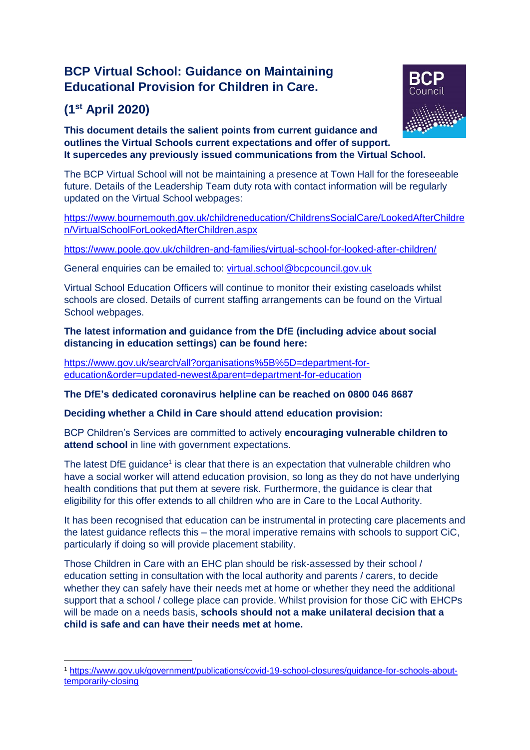# BCP Virtual School: Guidance on Maintaining Educational Provision for Children in Care.

## (1st April 2020)

**This document details the salient points from current guidance and outlines the Virtual Schools current expectations and offer of support. It supercedes any previously issued communications from the Virtual School.**

The BCP Virtual School will not be maintaining a presence at Town Hall for the foreseeable future. Details of the Leadership Team duty rota with contact information will be regularly updated on the Virtual School webpages:

https://www.bournemouth.gov.uk/childreneducation/ChildrensSocialCare/LookedAfterChildren/VirtualSchoolForLookedAfterChildren.aspx

https://www.poole.gov.uk/children-and-families/virtual-school-for-looked-after-children/

General enquiries can be emailed to: virtual.school@bcpcouncil.gov.uk

Virtual School Education Officers will continue to monitor their existing caseloads whilst schools are closed. Details of current staffing arrangements can be found on the Virtual School webpages.

**The latest information and guidance from the DfE (including advice about social distancing in education settings) can be found here:**

https://www.gov.uk/search/all?organisations%5B%5D=department-for-education&order=updated-newest&parent=department-for-education

**The DfE's dedicated coronavirus helpline can be reached on 0800 046 8687**

**Deciding whether a Child in Care should attend education provision:**

BCP Children's Services are committed to actively **encouraging vulnerable children to attend school** in line with government expectations.

The latest DfE guidance[1] is clear that there is an expectation that vulnerable children who have a social worker will attend education provision, so long as they do not have underlying health conditions that put them at severe risk. Furthermore, the guidance is clear that eligibility for this offer extends to all children who are in Care to the Local Authority.

It has been recognised that education can be instrumental in protecting care placements and the latest guidance reflects this – the moral imperative remains with schools to support CiC, particularly if doing so will provide placement stability.

Those Children in Care with an EHC plan should be risk-assessed by their school / education setting in consultation with the local authority and parents / carers, to decide whether they can safely have their needs met at home or whether they need the additional support that a school / college place can provide. Whilst provision for those CiC with EHCPs will be made on a needs basis, **schools should not a make unilateral decision that a child is safe and can have their needs met at home.**

[1] https://www.gov.uk/government/publications/covid-19-school-closures/guidance-for-schools-about-temporarily-closing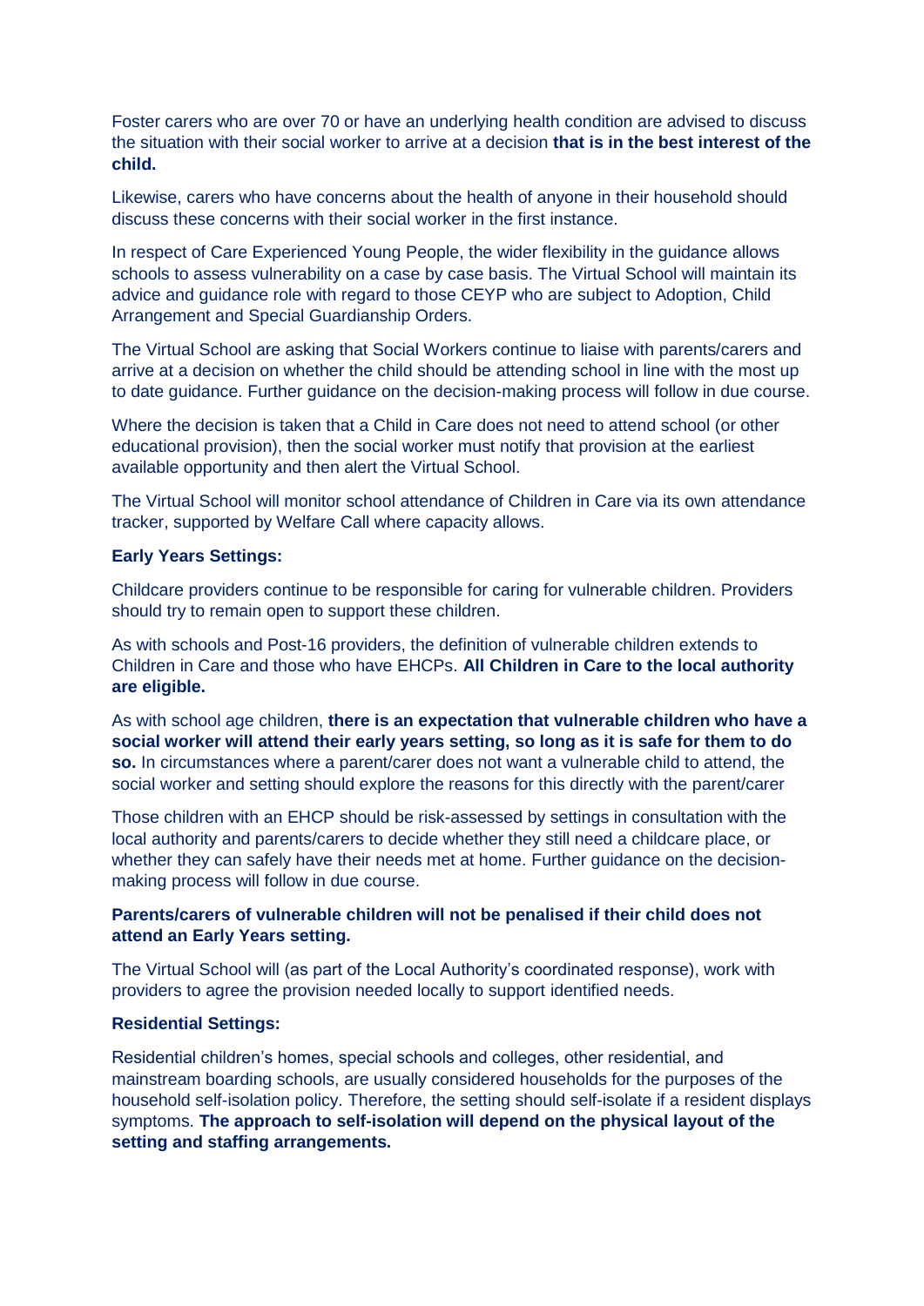Foster carers who are over 70 or have an underlying health condition are advised to discuss the situation with their social worker to arrive at a decision **that is in the best interest of the child.**

Likewise, carers who have concerns about the health of anyone in their household should discuss these concerns with their social worker in the first instance.

In respect of Care Experienced Young People, the wider flexibility in the guidance allows schools to assess vulnerability on a case by case basis. The Virtual School will maintain its advice and guidance role with regard to those CEYP who are subject to Adoption, Child Arrangement and Special Guardianship Orders.

The Virtual School are asking that Social Workers continue to liaise with parents/carers and arrive at a decision on whether the child should be attending school in line with the most up to date guidance. Further guidance on the decision-making process will follow in due course.

Where the decision is taken that a Child in Care does not need to attend school (or other educational provision), then the social worker must notify that provision at the earliest available opportunity and then alert the Virtual School.

The Virtual School will monitor school attendance of Children in Care via its own attendance tracker, supported by Welfare Call where capacity allows.

**Early Years Settings:**

Childcare providers continue to be responsible for caring for vulnerable children. Providers should try to remain open to support these children.

As with schools and Post-16 providers, the definition of vulnerable children extends to Children in Care and those who have EHCPs. **All Children in Care to the local authority are eligible.**

As with school age children, **there is an expectation that vulnerable children who have a social worker will attend their early years setting, so long as it is safe for them to do so.** In circumstances where a parent/carer does not want a vulnerable child to attend, the social worker and setting should explore the reasons for this directly with the parent/carer

Those children with an EHCP should be risk-assessed by settings in consultation with the local authority and parents/carers to decide whether they still need a childcare place, or whether they can safely have their needs met at home. Further guidance on the decision-making process will follow in due course.

**Parents/carers of vulnerable children will not be penalised if their child does not attend an Early Years setting.**

The Virtual School will (as part of the Local Authority's coordinated response), work with providers to agree the provision needed locally to support identified needs.

**Residential Settings:**

Residential children's homes, special schools and colleges, other residential, and mainstream boarding schools, are usually considered households for the purposes of the household self-isolation policy. Therefore, the setting should self-isolate if a resident displays symptoms. **The approach to self-isolation will depend on the physical layout of the setting and staffing arrangements.**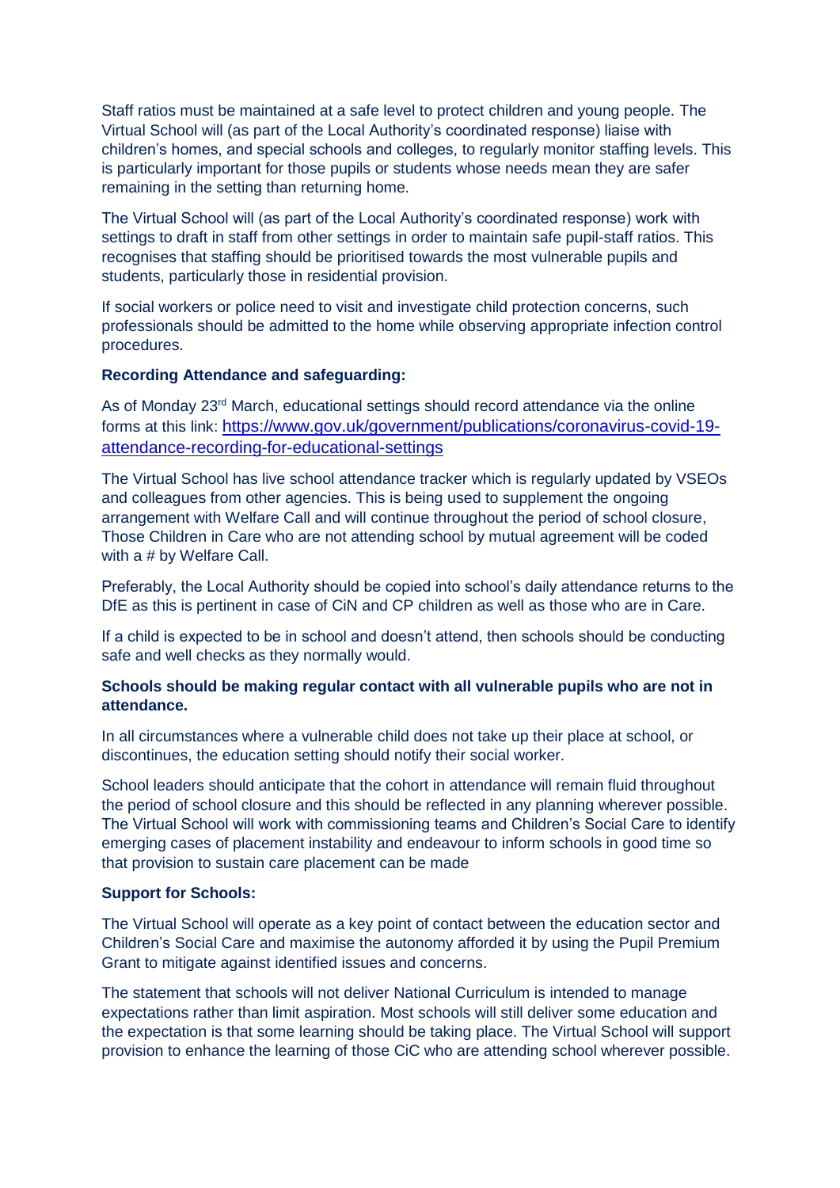Staff ratios must be maintained at a safe level to protect children and young people. The Virtual School will (as part of the Local Authority's coordinated response) liaise with children's homes, and special schools and colleges, to regularly monitor staffing levels. This is particularly important for those pupils or students whose needs mean they are safer remaining in the setting than returning home.

The Virtual School will (as part of the Local Authority's coordinated response) work with settings to draft in staff from other settings in order to maintain safe pupil-staff ratios. This recognises that staffing should be prioritised towards the most vulnerable pupils and students, particularly those in residential provision.

If social workers or police need to visit and investigate child protection concerns, such professionals should be admitted to the home while observing appropriate infection control procedures.

**Recording Attendance and safeguarding:**

As of Monday 23rd March, educational settings should record attendance via the online forms at this link: [https://www.gov.uk/government/publications/coronavirus-covid-19-attendance-recording-for-educational-settings](https://www.gov.uk/government/publications/coronavirus-covid-19-attendance-recording-for-educational-settings)

The Virtual School has live school attendance tracker which is regularly updated by VSEOs and colleagues from other agencies. This is being used to supplement the ongoing arrangement with Welfare Call and will continue throughout the period of school closure, Those Children in Care who are not attending school by mutual agreement will be coded with a # by Welfare Call.

Preferably, the Local Authority should be copied into school's daily attendance returns to the DfE as this is pertinent in case of CiN and CP children as well as those who are in Care.

If a child is expected to be in school and doesn't attend, then schools should be conducting safe and well checks as they normally would.

**Schools should be making regular contact with all vulnerable pupils who are not in attendance.**

In all circumstances where a vulnerable child does not take up their place at school, or discontinues, the education setting should notify their social worker.

School leaders should anticipate that the cohort in attendance will remain fluid throughout the period of school closure and this should be reflected in any planning wherever possible. The Virtual School will work with commissioning teams and Children's Social Care to identify emerging cases of placement instability and endeavour to inform schools in good time so that provision to sustain care placement can be made

**Support for Schools:**

The Virtual School will operate as a key point of contact between the education sector and Children's Social Care and maximise the autonomy afforded it by using the Pupil Premium Grant to mitigate against identified issues and concerns.

The statement that schools will not deliver National Curriculum is intended to manage expectations rather than limit aspiration. Most schools will still deliver some education and the expectation is that some learning should be taking place. The Virtual School will support provision to enhance the learning of those CiC who are attending school wherever possible.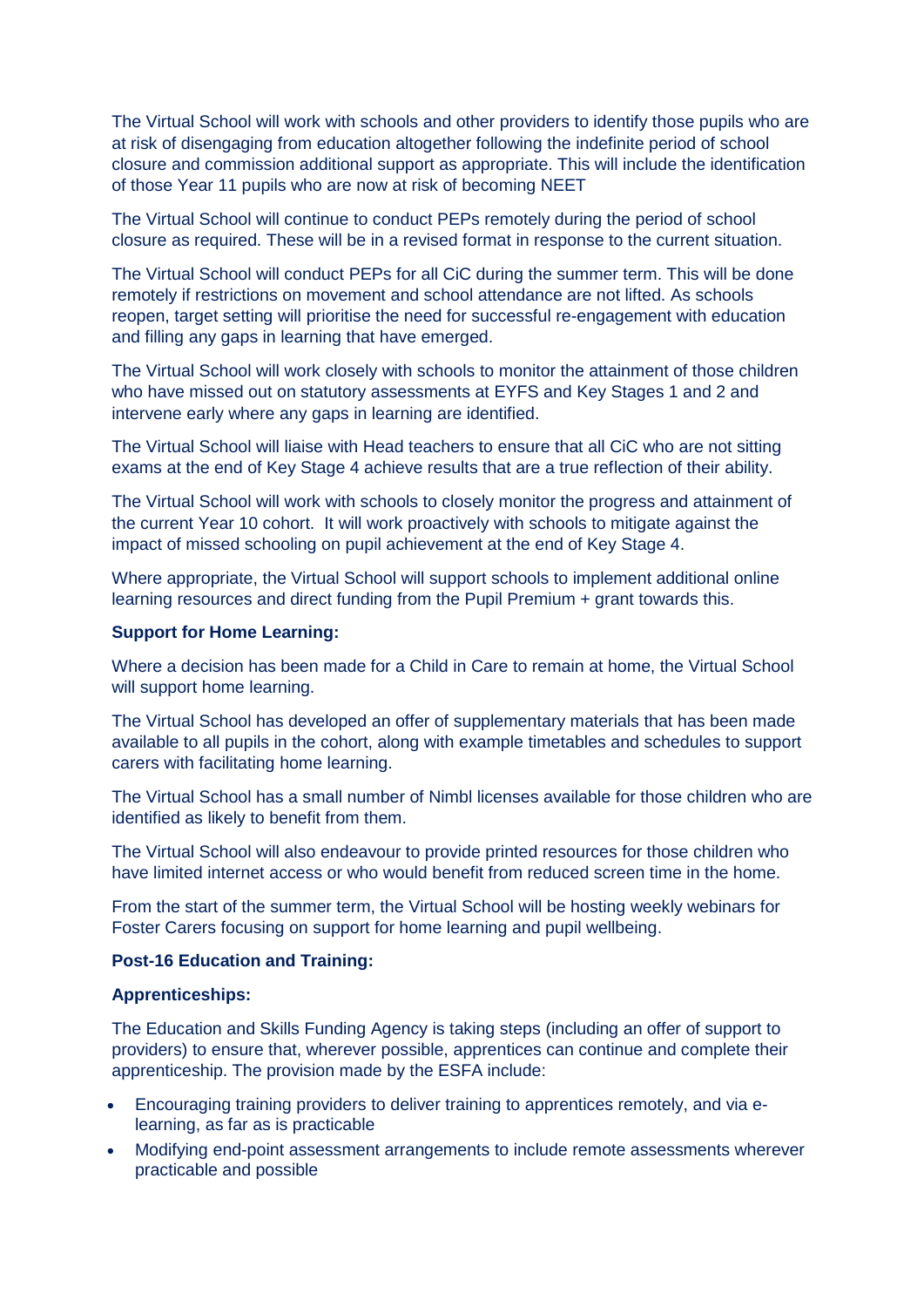The Virtual School will work with schools and other providers to identify those pupils who are at risk of disengaging from education altogether following the indefinite period of school closure and commission additional support as appropriate. This will include the identification of those Year 11 pupils who are now at risk of becoming NEET

The Virtual School will continue to conduct PEPs remotely during the period of school closure as required. These will be in a revised format in response to the current situation.

The Virtual School will conduct PEPs for all CiC during the summer term. This will be done remotely if restrictions on movement and school attendance are not lifted. As schools reopen, target setting will prioritise the need for successful re-engagement with education and filling any gaps in learning that have emerged.

The Virtual School will work closely with schools to monitor the attainment of those children who have missed out on statutory assessments at EYFS and Key Stages 1 and 2 and intervene early where any gaps in learning are identified.

The Virtual School will liaise with Head teachers to ensure that all CiC who are not sitting exams at the end of Key Stage 4 achieve results that are a true reflection of their ability.

The Virtual School will work with schools to closely monitor the progress and attainment of the current Year 10 cohort. It will work proactively with schools to mitigate against the impact of missed schooling on pupil achievement at the end of Key Stage 4.

Where appropriate, the Virtual School will support schools to implement additional online learning resources and direct funding from the Pupil Premium + grant towards this.

**Support for Home Learning:**

Where a decision has been made for a Child in Care to remain at home, the Virtual School will support home learning.

The Virtual School has developed an offer of supplementary materials that has been made available to all pupils in the cohort, along with example timetables and schedules to support carers with facilitating home learning.

The Virtual School has a small number of Nimbl licenses available for those children who are identified as likely to benefit from them.

The Virtual School will also endeavour to provide printed resources for those children who have limited internet access or who would benefit from reduced screen time in the home.

From the start of the summer term, the Virtual School will be hosting weekly webinars for Foster Carers focusing on support for home learning and pupil wellbeing.

**Post-16 Education and Training:**

**Apprenticeships:**

The Education and Skills Funding Agency is taking steps (including an offer of support to providers) to ensure that, wherever possible, apprentices can continue and complete their apprenticeship. The provision made by the ESFA include:

- Encouraging training providers to deliver training to apprentices remotely, and via e-learning, as far as is practicable
- Modifying end-point assessment arrangements to include remote assessments wherever practicable and possible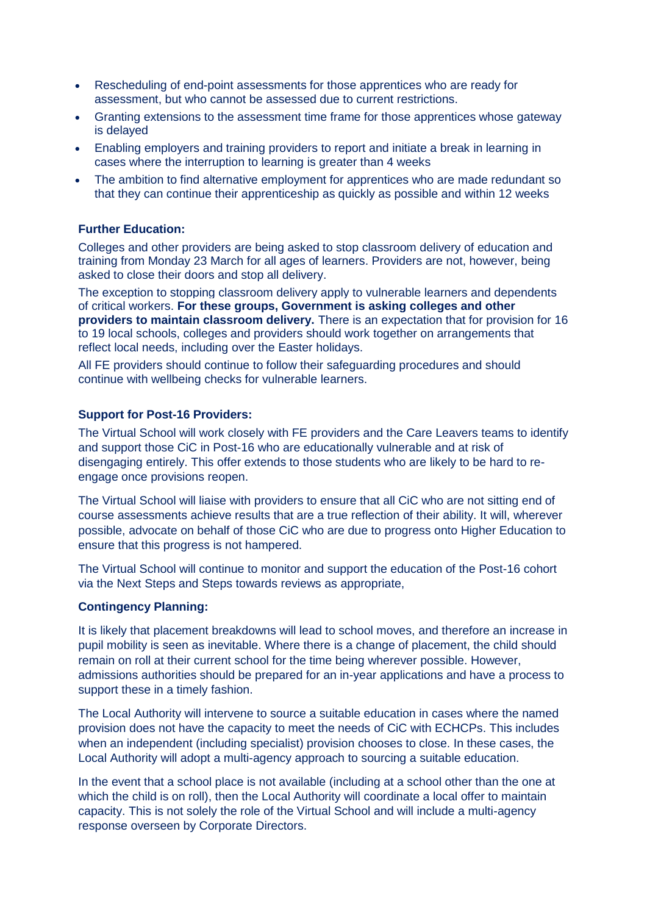- Rescheduling of end-point assessments for those apprentices who are ready for assessment, but who cannot be assessed due to current restrictions.
- Granting extensions to the assessment time frame for those apprentices whose gateway is delayed
- Enabling employers and training providers to report and initiate a break in learning in cases where the interruption to learning is greater than 4 weeks
- The ambition to find alternative employment for apprentices who are made redundant so that they can continue their apprenticeship as quickly as possible and within 12 weeks

**Further Education:**

Colleges and other providers are being asked to stop classroom delivery of education and training from Monday 23 March for all ages of learners. Providers are not, however, being asked to close their doors and stop all delivery.

The exception to stopping classroom delivery apply to vulnerable learners and dependents of critical workers. **For these groups, Government is asking colleges and other providers to maintain classroom delivery.** There is an expectation that for provision for 16 to 19 local schools, colleges and providers should work together on arrangements that reflect local needs, including over the Easter holidays.

All FE providers should continue to follow their safeguarding procedures and should continue with wellbeing checks for vulnerable learners.

**Support for Post-16 Providers:**

The Virtual School will work closely with FE providers and the Care Leavers teams to identify and support those CiC in Post-16 who are educationally vulnerable and at risk of disengaging entirely. This offer extends to those students who are likely to be hard to re-engage once provisions reopen.

The Virtual School will liaise with providers to ensure that all CiC who are not sitting end of course assessments achieve results that are a true reflection of their ability. It will, wherever possible, advocate on behalf of those CiC who are due to progress onto Higher Education to ensure that this progress is not hampered.

The Virtual School will continue to monitor and support the education of the Post-16 cohort via the Next Steps and Steps towards reviews as appropriate,

**Contingency Planning:**

It is likely that placement breakdowns will lead to school moves, and therefore an increase in pupil mobility is seen as inevitable. Where there is a change of placement, the child should remain on roll at their current school for the time being wherever possible. However, admissions authorities should be prepared for an in-year applications and have a process to support these in a timely fashion.

The Local Authority will intervene to source a suitable education in cases where the named provision does not have the capacity to meet the needs of CiC with ECHCPs. This includes when an independent (including specialist) provision chooses to close. In these cases, the Local Authority will adopt a multi-agency approach to sourcing a suitable education.

In the event that a school place is not available (including at a school other than the one at which the child is on roll), then the Local Authority will coordinate a local offer to maintain capacity. This is not solely the role of the Virtual School and will include a multi-agency response overseen by Corporate Directors.